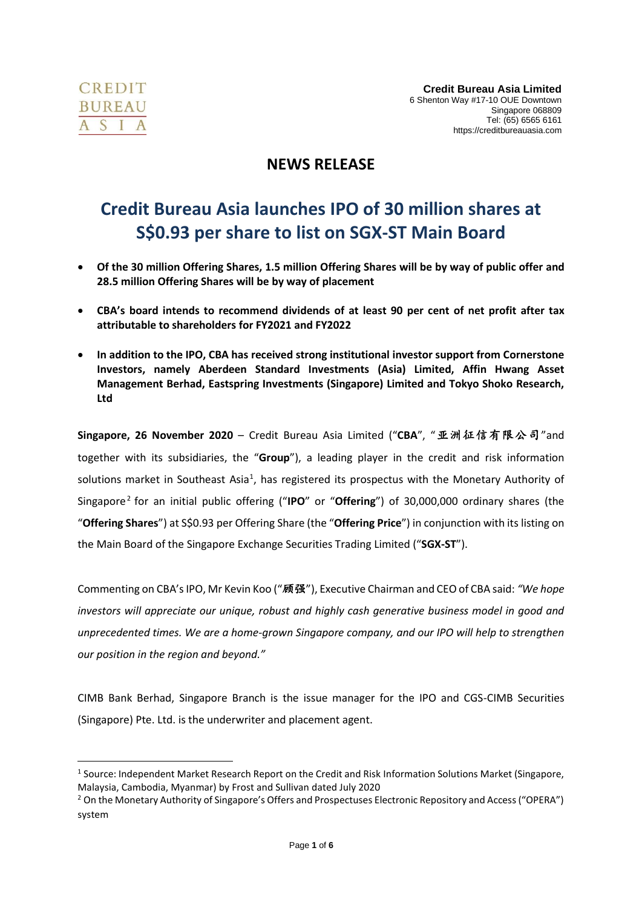CREDIT BUREAU ASIA

**Credit Bureau Asia Limited**
6 Shenton Way #17-10 OUE Downtown
Singapore 068809
Tel: (65) 6565 6161
https://creditbureauasia.com

# NEWS RELEASE

## Credit Bureau Asia launches IPO of 30 million shares at S$0.93 per share to list on SGX-ST Main Board

- **Of the 30 million Offering Shares, 1.5 million Offering Shares will be by way of public offer and 28.5 million Offering Shares will be by way of placement**
- **CBA's board intends to recommend dividends of at least 90 per cent of net profit after tax attributable to shareholders for FY2021 and FY2022**
- **In addition to the IPO, CBA has received strong institutional investor support from Cornerstone Investors, namely Aberdeen Standard Investments (Asia) Limited, Affin Hwang Asset Management Berhad, Eastspring Investments (Singapore) Limited and Tokyo Shoko Research, Ltd**

**Singapore, 26 November 2020** – Credit Bureau Asia Limited ("**CBA**", "亚洲征信有限公司"and together with its subsidiaries, the "**Group**"), a leading player in the credit and risk information solutions market in Southeast Asia[1], has registered its prospectus with the Monetary Authority of Singapore[2] for an initial public offering ("**IPO**" or "**Offering**") of 30,000,000 ordinary shares (the "**Offering Shares**") at S$0.93 per Offering Share (the "**Offering Price**") in conjunction with its listing on the Main Board of the Singapore Exchange Securities Trading Limited ("**SGX-ST**").

Commenting on CBA's IPO, Mr Kevin Koo ("顾强"), Executive Chairman and CEO of CBA said: *"We hope investors will appreciate our unique, robust and highly cash generative business model in good and unprecedented times. We are a home-grown Singapore company, and our IPO will help to strengthen our position in the region and beyond."*

CIMB Bank Berhad, Singapore Branch is the issue manager for the IPO and CGS-CIMB Securities (Singapore) Pte. Ltd. is the underwriter and placement agent.

---

[1] Source: Independent Market Research Report on the Credit and Risk Information Solutions Market (Singapore, Malaysia, Cambodia, Myanmar) by Frost and Sullivan dated July 2020

[2] On the Monetary Authority of Singapore's Offers and Prospectuses Electronic Repository and Access ("OPERA") system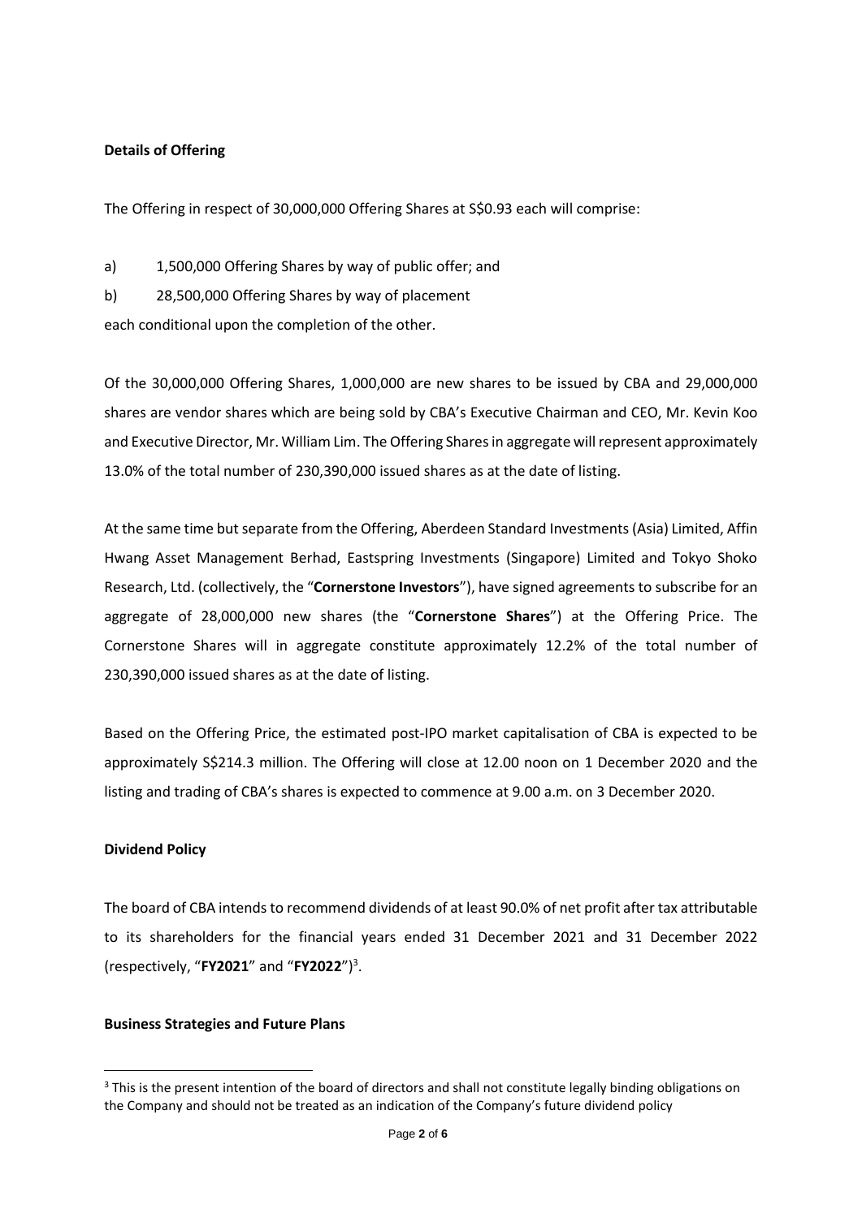**Details of Offering**

The Offering in respect of 30,000,000 Offering Shares at S$0.93 each will comprise:

a) 1,500,000 Offering Shares by way of public offer; and

b) 28,500,000 Offering Shares by way of placement

each conditional upon the completion of the other.

Of the 30,000,000 Offering Shares, 1,000,000 are new shares to be issued by CBA and 29,000,000 shares are vendor shares which are being sold by CBA's Executive Chairman and CEO, Mr. Kevin Koo and Executive Director, Mr. William Lim. The Offering Shares in aggregate will represent approximately 13.0% of the total number of 230,390,000 issued shares as at the date of listing.

At the same time but separate from the Offering, Aberdeen Standard Investments (Asia) Limited, Affin Hwang Asset Management Berhad, Eastspring Investments (Singapore) Limited and Tokyo Shoko Research, Ltd. (collectively, the "**Cornerstone Investors**"), have signed agreements to subscribe for an aggregate of 28,000,000 new shares (the "**Cornerstone Shares**") at the Offering Price. The Cornerstone Shares will in aggregate constitute approximately 12.2% of the total number of 230,390,000 issued shares as at the date of listing.

Based on the Offering Price, the estimated post-IPO market capitalisation of CBA is expected to be approximately S$214.3 million. The Offering will close at 12.00 noon on 1 December 2020 and the listing and trading of CBA's shares is expected to commence at 9.00 a.m. on 3 December 2020.

**Dividend Policy**

The board of CBA intends to recommend dividends of at least 90.0% of net profit after tax attributable to its shareholders for the financial years ended 31 December 2021 and 31 December 2022 (respectively, "**FY2021**" and "**FY2022**")[3].

**Business Strategies and Future Plans**

[3] This is the present intention of the board of directors and shall not constitute legally binding obligations on the Company and should not be treated as an indication of the Company's future dividend policy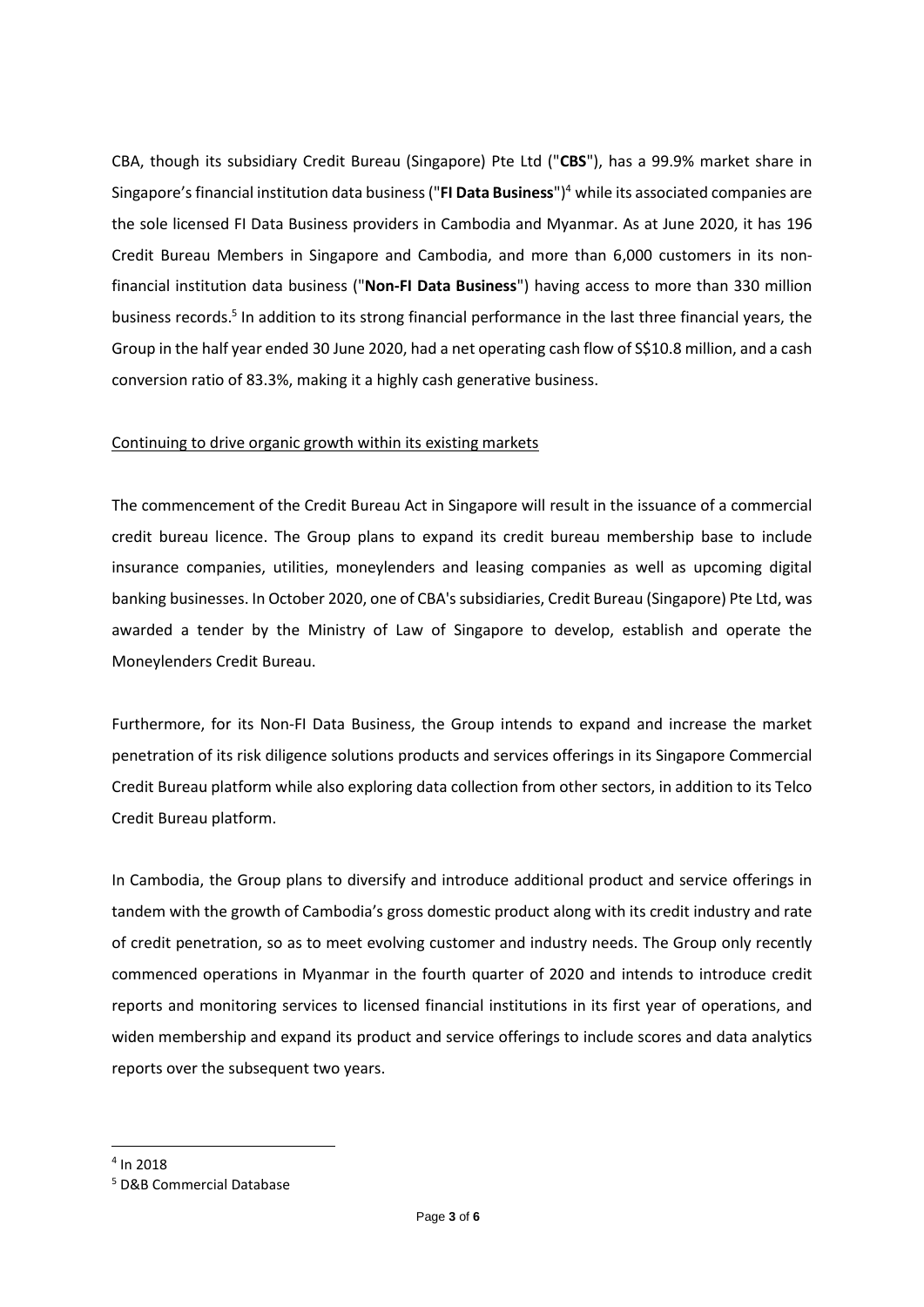CBA, though its subsidiary Credit Bureau (Singapore) Pte Ltd ("**CBS**"), has a 99.9% market share in Singapore's financial institution data business ("**FI Data Business**")[4] while its associated companies are the sole licensed FI Data Business providers in Cambodia and Myanmar. As at June 2020, it has 196 Credit Bureau Members in Singapore and Cambodia, and more than 6,000 customers in its non-financial institution data business ("**Non-FI Data Business**") having access to more than 330 million business records.[5] In addition to its strong financial performance in the last three financial years, the Group in the half year ended 30 June 2020, had a net operating cash flow of S$10.8 million, and a cash conversion ratio of 83.3%, making it a highly cash generative business.

<u>Continuing to drive organic growth within its existing markets</u>

The commencement of the Credit Bureau Act in Singapore will result in the issuance of a commercial credit bureau licence. The Group plans to expand its credit bureau membership base to include insurance companies, utilities, moneylenders and leasing companies as well as upcoming digital banking businesses. In October 2020, one of CBA's subsidiaries, Credit Bureau (Singapore) Pte Ltd, was awarded a tender by the Ministry of Law of Singapore to develop, establish and operate the Moneylenders Credit Bureau.

Furthermore, for its Non-FI Data Business, the Group intends to expand and increase the market penetration of its risk diligence solutions products and services offerings in its Singapore Commercial Credit Bureau platform while also exploring data collection from other sectors, in addition to its Telco Credit Bureau platform.

In Cambodia, the Group plans to diversify and introduce additional product and service offerings in tandem with the growth of Cambodia's gross domestic product along with its credit industry and rate of credit penetration, so as to meet evolving customer and industry needs. The Group only recently commenced operations in Myanmar in the fourth quarter of 2020 and intends to introduce credit reports and monitoring services to licensed financial institutions in its first year of operations, and widen membership and expand its product and service offerings to include scores and data analytics reports over the subsequent two years.

---

[4] In 2018

[5] D&B Commercial Database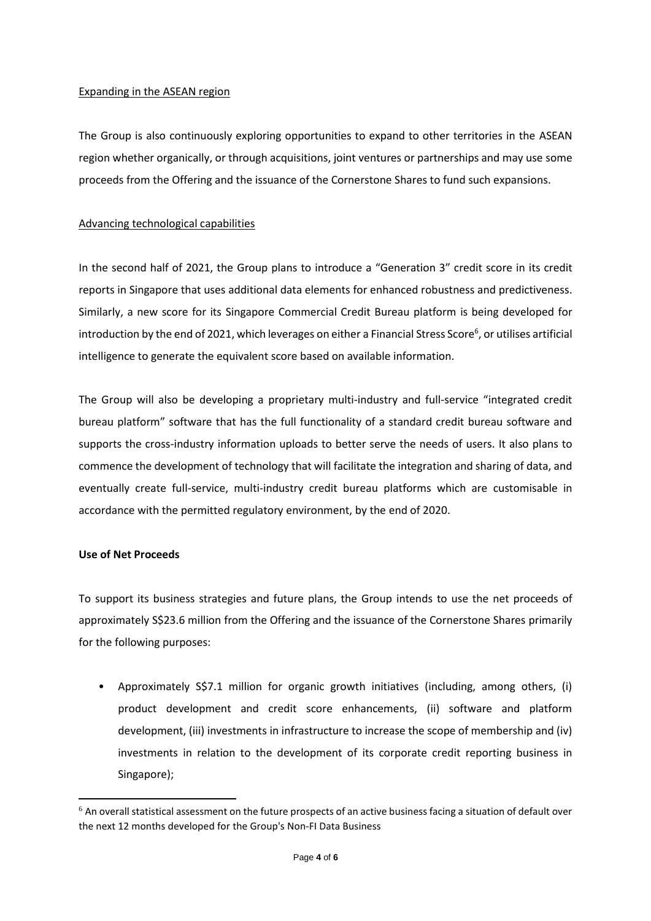Expanding in the ASEAN region

The Group is also continuously exploring opportunities to expand to other territories in the ASEAN region whether organically, or through acquisitions, joint ventures or partnerships and may use some proceeds from the Offering and the issuance of the Cornerstone Shares to fund such expansions.

Advancing technological capabilities

In the second half of 2021, the Group plans to introduce a "Generation 3" credit score in its credit reports in Singapore that uses additional data elements for enhanced robustness and predictiveness. Similarly, a new score for its Singapore Commercial Credit Bureau platform is being developed for introduction by the end of 2021, which leverages on either a Financial Stress Score[6], or utilises artificial intelligence to generate the equivalent score based on available information.

The Group will also be developing a proprietary multi-industry and full-service "integrated credit bureau platform" software that has the full functionality of a standard credit bureau software and supports the cross-industry information uploads to better serve the needs of users. It also plans to commence the development of technology that will facilitate the integration and sharing of data, and eventually create full-service, multi-industry credit bureau platforms which are customisable in accordance with the permitted regulatory environment, by the end of 2020.

**Use of Net Proceeds**

To support its business strategies and future plans, the Group intends to use the net proceeds of approximately S$23.6 million from the Offering and the issuance of the Cornerstone Shares primarily for the following purposes:

- Approximately S$7.1 million for organic growth initiatives (including, among others, (i) product development and credit score enhancements, (ii) software and platform development, (iii) investments in infrastructure to increase the scope of membership and (iv) investments in relation to the development of its corporate credit reporting business in Singapore);

[6] An overall statistical assessment on the future prospects of an active business facing a situation of default over the next 12 months developed for the Group's Non-FI Data Business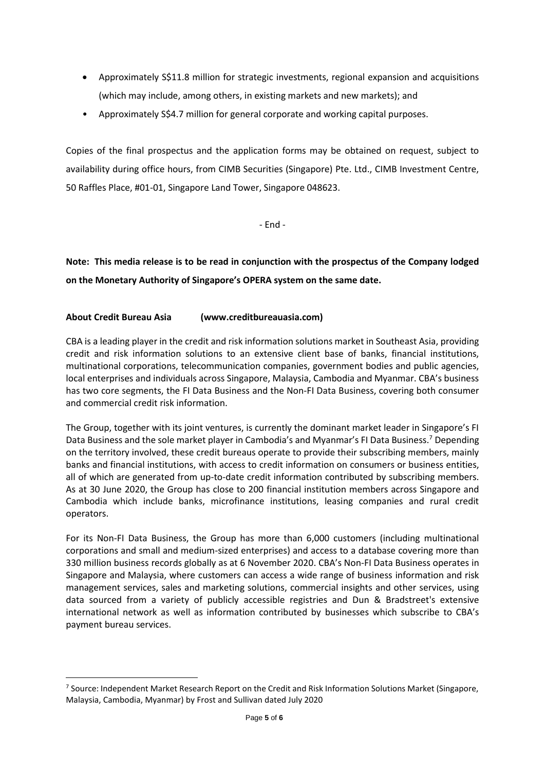- Approximately S$11.8 million for strategic investments, regional expansion and acquisitions (which may include, among others, in existing markets and new markets); and
- Approximately S$4.7 million for general corporate and working capital purposes.

Copies of the final prospectus and the application forms may be obtained on request, subject to availability during office hours, from CIMB Securities (Singapore) Pte. Ltd., CIMB Investment Centre, 50 Raffles Place, #01-01, Singapore Land Tower, Singapore 048623.

- End -

**Note: This media release is to be read in conjunction with the prospectus of the Company lodged on the Monetary Authority of Singapore's OPERA system on the same date.**

**About Credit Bureau Asia (www.creditbureauasia.com)**

CBA is a leading player in the credit and risk information solutions market in Southeast Asia, providing credit and risk information solutions to an extensive client base of banks, financial institutions, multinational corporations, telecommunication companies, government bodies and public agencies, local enterprises and individuals across Singapore, Malaysia, Cambodia and Myanmar. CBA's business has two core segments, the FI Data Business and the Non-FI Data Business, covering both consumer and commercial credit risk information.

The Group, together with its joint ventures, is currently the dominant market leader in Singapore's FI Data Business and the sole market player in Cambodia's and Myanmar's FI Data Business.[7] Depending on the territory involved, these credit bureaus operate to provide their subscribing members, mainly banks and financial institutions, with access to credit information on consumers or business entities, all of which are generated from up-to-date credit information contributed by subscribing members. As at 30 June 2020, the Group has close to 200 financial institution members across Singapore and Cambodia which include banks, microfinance institutions, leasing companies and rural credit operators.

For its Non-FI Data Business, the Group has more than 6,000 customers (including multinational corporations and small and medium-sized enterprises) and access to a database covering more than 330 million business records globally as at 6 November 2020. CBA's Non-FI Data Business operates in Singapore and Malaysia, where customers can access a wide range of business information and risk management services, sales and marketing solutions, commercial insights and other services, using data sourced from a variety of publicly accessible registries and Dun & Bradstreet's extensive international network as well as information contributed by businesses which subscribe to CBA's payment bureau services.

[7] Source: Independent Market Research Report on the Credit and Risk Information Solutions Market (Singapore, Malaysia, Cambodia, Myanmar) by Frost and Sullivan dated July 2020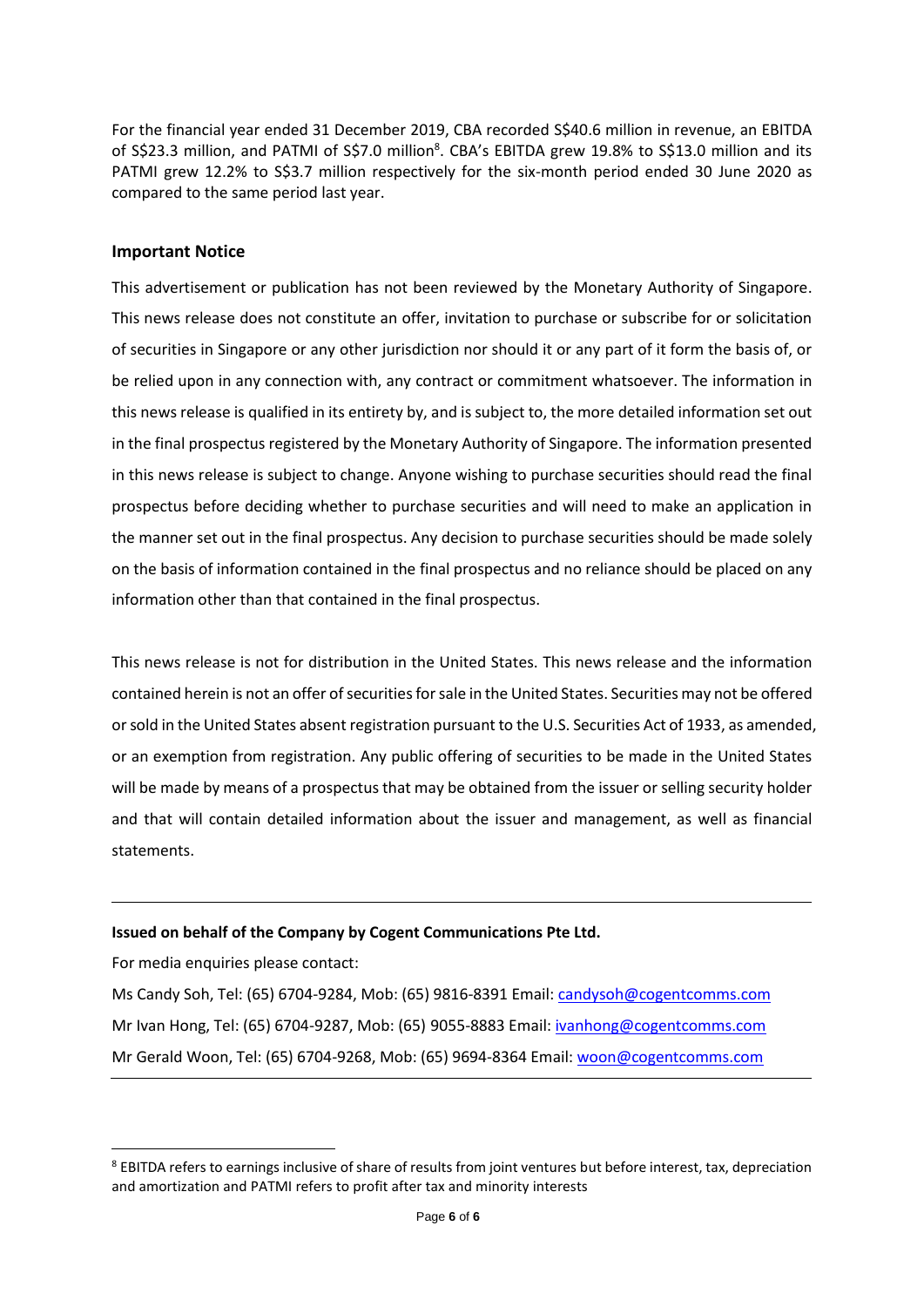For the financial year ended 31 December 2019, CBA recorded S$40.6 million in revenue, an EBITDA of S$23.3 million, and PATMI of S$7.0 million[8]. CBA's EBITDA grew 19.8% to S$13.0 million and its PATMI grew 12.2% to S$3.7 million respectively for the six-month period ended 30 June 2020 as compared to the same period last year.

### Important Notice

This advertisement or publication has not been reviewed by the Monetary Authority of Singapore. This news release does not constitute an offer, invitation to purchase or subscribe for or solicitation of securities in Singapore or any other jurisdiction nor should it or any part of it form the basis of, or be relied upon in any connection with, any contract or commitment whatsoever. The information in this news release is qualified in its entirety by, and is subject to, the more detailed information set out in the final prospectus registered by the Monetary Authority of Singapore. The information presented in this news release is subject to change. Anyone wishing to purchase securities should read the final prospectus before deciding whether to purchase securities and will need to make an application in the manner set out in the final prospectus. Any decision to purchase securities should be made solely on the basis of information contained in the final prospectus and no reliance should be placed on any information other than that contained in the final prospectus.

This news release is not for distribution in the United States. This news release and the information contained herein is not an offer of securities for sale in the United States. Securities may not be offered or sold in the United States absent registration pursuant to the U.S. Securities Act of 1933, as amended, or an exemption from registration. Any public offering of securities to be made in the United States will be made by means of a prospectus that may be obtained from the issuer or selling security holder and that will contain detailed information about the issuer and management, as well as financial statements.

---

**Issued on behalf of the Company by Cogent Communications Pte Ltd.**

For media enquiries please contact:

Ms Candy Soh, Tel: (65) 6704-9284, Mob: (65) 9816-8391 Email: candysoh@cogentcomms.com

Mr Ivan Hong, Tel: (65) 6704-9287, Mob: (65) 9055-8883 Email: ivanhong@cogentcomms.com

Mr Gerald Woon, Tel: (65) 6704-9268, Mob: (65) 9694-8364 Email: woon@cogentcomms.com

---

[8] EBITDA refers to earnings inclusive of share of results from joint ventures but before interest, tax, depreciation and amortization and PATMI refers to profit after tax and minority interests